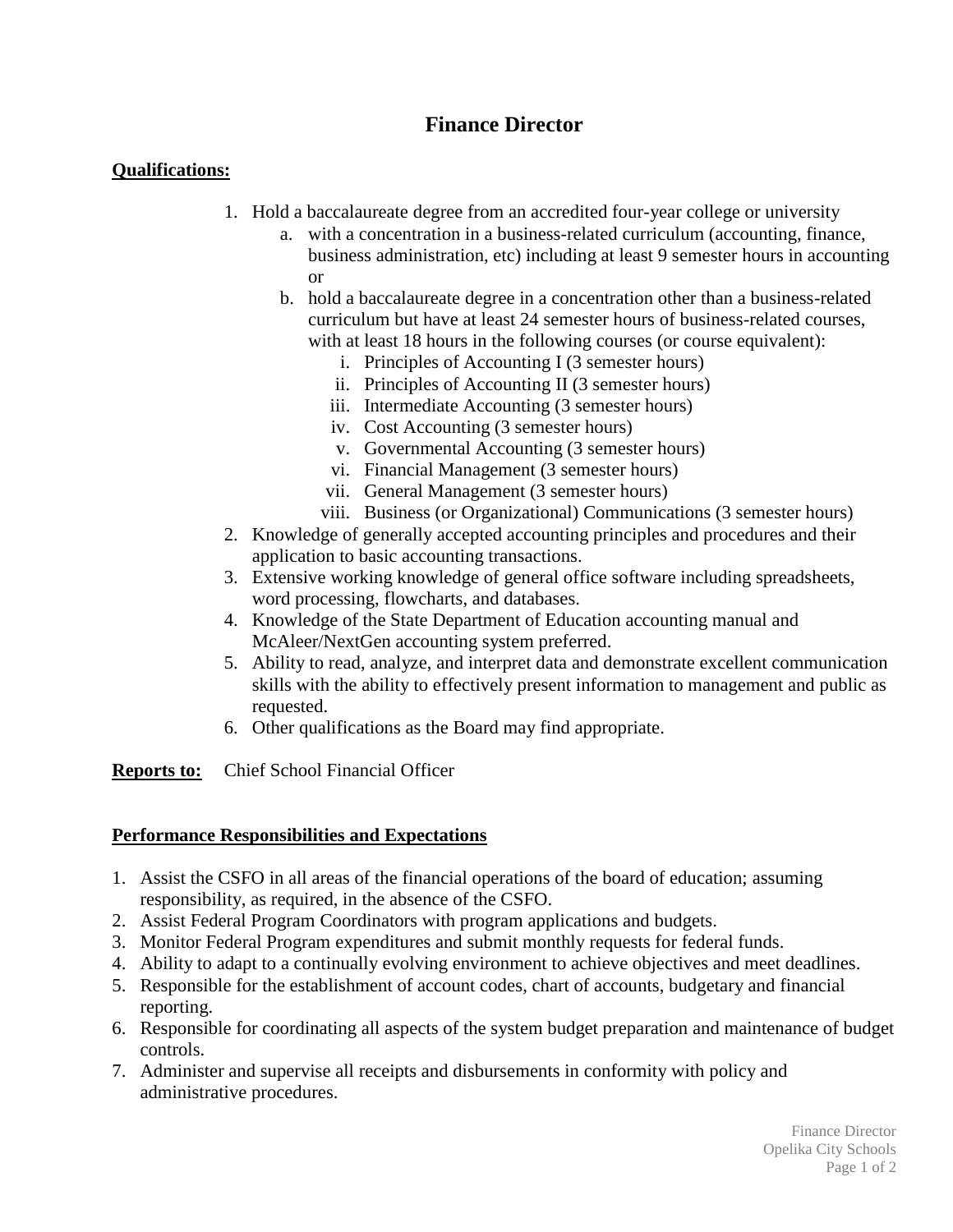# Finance Director

**Qualifications:**

1. Hold a baccalaureate degree from an accredited four-year college or university
   a. with a concentration in a business-related curriculum (accounting, finance, business administration, etc) including at least 9 semester hours in accounting or
   b. hold a baccalaureate degree in a concentration other than a business-related curriculum but have at least 24 semester hours of business-related courses, with at least 18 hours in the following courses (or course equivalent):
      i. Principles of Accounting I (3 semester hours)
      ii. Principles of Accounting II (3 semester hours)
      iii. Intermediate Accounting (3 semester hours)
      iv. Cost Accounting (3 semester hours)
      v. Governmental Accounting (3 semester hours)
      vi. Financial Management (3 semester hours)
      vii. General Management (3 semester hours)
      viii. Business (or Organizational) Communications (3 semester hours)
2. Knowledge of generally accepted accounting principles and procedures and their application to basic accounting transactions.
3. Extensive working knowledge of general office software including spreadsheets, word processing, flowcharts, and databases.
4. Knowledge of the State Department of Education accounting manual and McAleer/NextGen accounting system preferred.
5. Ability to read, analyze, and interpret data and demonstrate excellent communication skills with the ability to effectively present information to management and public as requested.
6. Other qualifications as the Board may find appropriate.

**Reports to:** Chief School Financial Officer

**Performance Responsibilities and Expectations**

1. Assist the CSFO in all areas of the financial operations of the board of education; assuming responsibility, as required, in the absence of the CSFO.
2. Assist Federal Program Coordinators with program applications and budgets.
3. Monitor Federal Program expenditures and submit monthly requests for federal funds.
4. Ability to adapt to a continually evolving environment to achieve objectives and meet deadlines.
5. Responsible for the establishment of account codes, chart of accounts, budgetary and financial reporting.
6. Responsible for coordinating all aspects of the system budget preparation and maintenance of budget controls.
7. Administer and supervise all receipts and disbursements in conformity with policy and administrative procedures.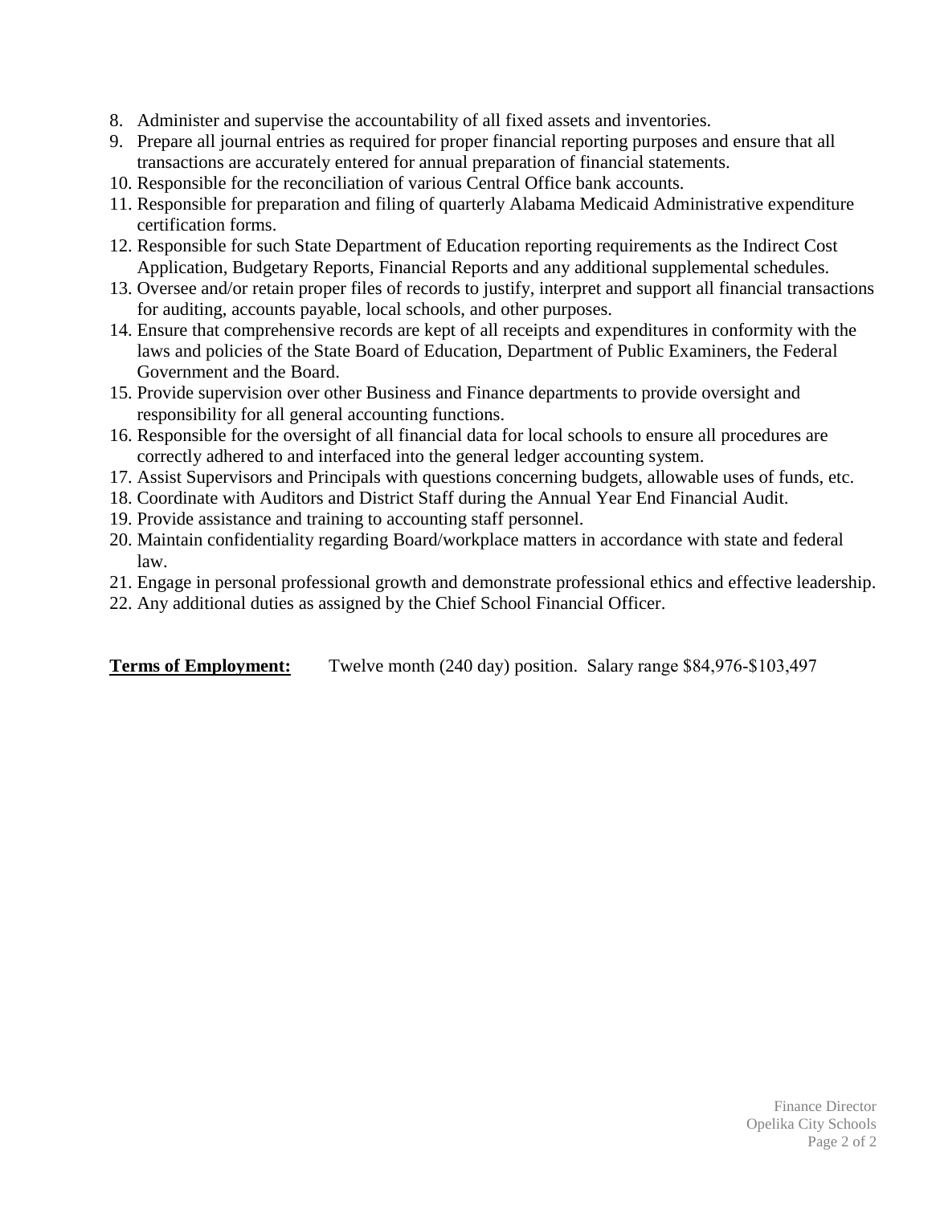8. Administer and supervise the accountability of all fixed assets and inventories.
9. Prepare all journal entries as required for proper financial reporting purposes and ensure that all transactions are accurately entered for annual preparation of financial statements.
10. Responsible for the reconciliation of various Central Office bank accounts.
11. Responsible for preparation and filing of quarterly Alabama Medicaid Administrative expenditure certification forms.
12. Responsible for such State Department of Education reporting requirements as the Indirect Cost Application, Budgetary Reports, Financial Reports and any additional supplemental schedules.
13. Oversee and/or retain proper files of records to justify, interpret and support all financial transactions for auditing, accounts payable, local schools, and other purposes.
14. Ensure that comprehensive records are kept of all receipts and expenditures in conformity with the laws and policies of the State Board of Education, Department of Public Examiners, the Federal Government and the Board.
15. Provide supervision over other Business and Finance departments to provide oversight and responsibility for all general accounting functions.
16. Responsible for the oversight of all financial data for local schools to ensure all procedures are correctly adhered to and interfaced into the general ledger accounting system.
17. Assist Supervisors and Principals with questions concerning budgets, allowable uses of funds, etc.
18. Coordinate with Auditors and District Staff during the Annual Year End Financial Audit.
19. Provide assistance and training to accounting staff personnel.
20. Maintain confidentiality regarding Board/workplace matters in accordance with state and federal law.
21. Engage in personal professional growth and demonstrate professional ethics and effective leadership.
22. Any additional duties as assigned by the Chief School Financial Officer.

**Terms of Employment:** Twelve month (240 day) position. Salary range $84,976-$103,497